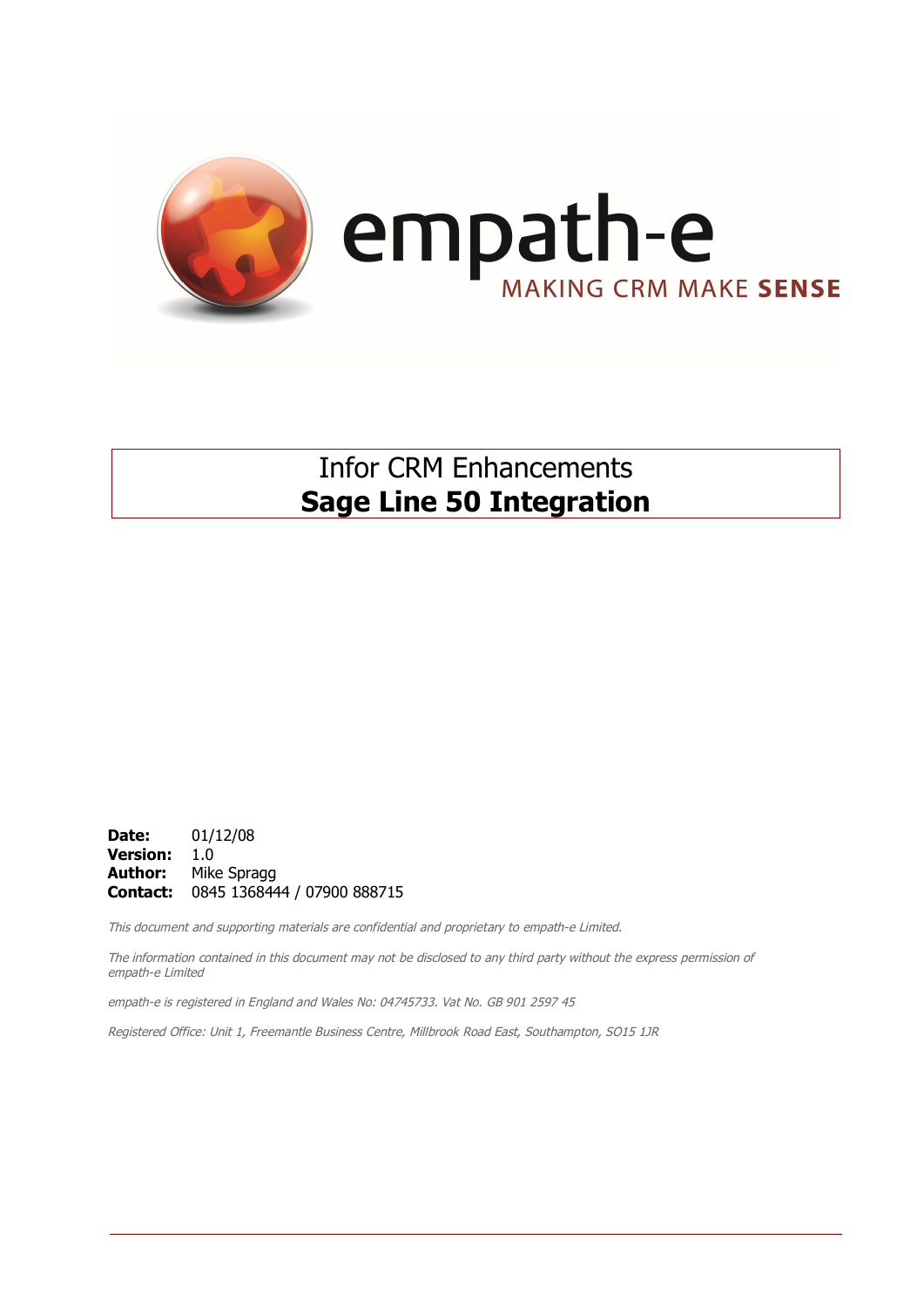empath-e

MAKING CRM MAKE **SENSE**

# Infor CRM Enhancements
# **Sage Line 50 Integration**

**Date:** 01/12/08
**Version:** 1.0
**Author:** Mike Spragg
**Contact:** 0845 1368444 / 07900 888715

*This document and supporting materials are confidential and proprietary to empath-e Limited.*

*The information contained in this document may not be disclosed to any third party without the express permission of empath-e Limited*

*empath-e is registered in England and Wales No: 04745733. Vat No. GB 901 2597 45*

*Registered Office: Unit 1, Freemantle Business Centre, Millbrook Road East, Southampton, SO15 1JR*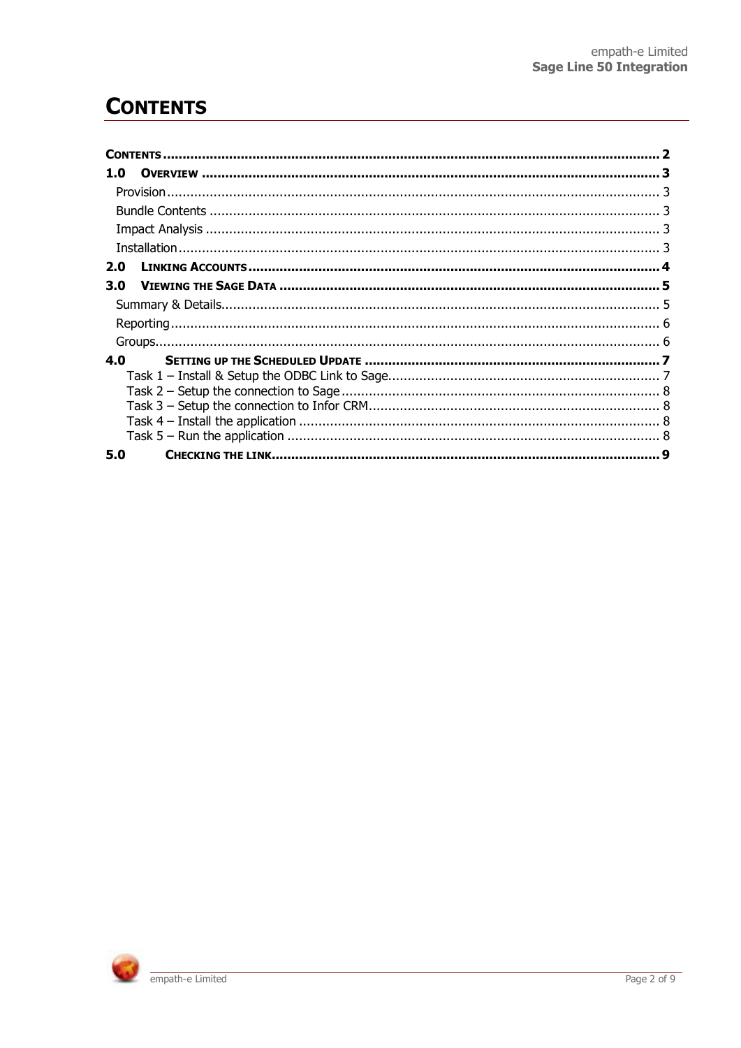# Contents

- **Contents** .... 2
- **1.0 Overview** .... 3
  - Provision .... 3
  - Bundle Contents .... 3
  - Impact Analysis .... 3
  - Installation .... 3
- **2.0 Linking Accounts** .... 4
- **3.0 Viewing the Sage Data** .... 5
  - Summary & Details .... 5
  - Reporting .... 6
  - Groups .... 6
- **4.0 Setting up the Scheduled Update** .... 7
  - Task 1 – Install & Setup the ODBC Link to Sage .... 7
  - Task 2 – Setup the connection to Sage .... 8
  - Task 3 – Setup the connection to Infor CRM .... 8
  - Task 4 – Install the application .... 8
  - Task 5 – Run the application .... 8
- **5.0 Checking the link** .... 9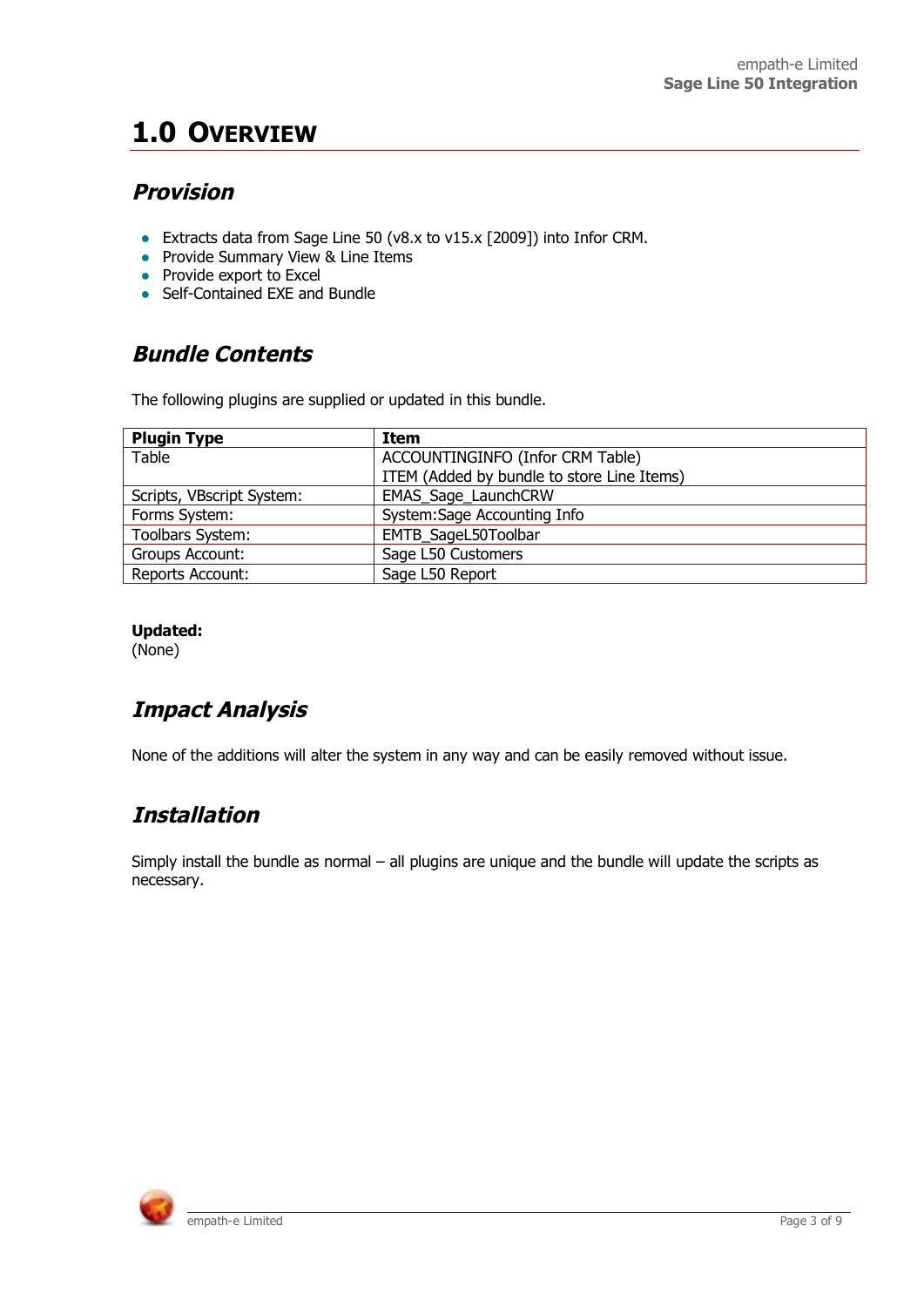# 1.0 Overview

## *Provision*

- Extracts data from Sage Line 50 (v8.x to v15.x [2009]) into Infor CRM.
- Provide Summary View & Line Items
- Provide export to Excel
- Self-Contained EXE and Bundle

## *Bundle Contents*

The following plugins are supplied or updated in this bundle.

| Plugin Type | Item |
|---|---|
| Table | ACCOUNTINGINFO (Infor CRM Table)<br>ITEM (Added by bundle to store Line Items) |
| Scripts, VBscript System: | EMAS_Sage_LaunchCRW |
| Forms System: | System:Sage Accounting Info |
| Toolbars System: | EMTB_SageL50Toolbar |
| Groups Account: | Sage L50 Customers |
| Reports Account: | Sage L50 Report |

**Updated:**
(None)

## *Impact Analysis*

None of the additions will alter the system in any way and can be easily removed without issue.

## *Installation*

Simply install the bundle as normal – all plugins are unique and the bundle will update the scripts as necessary.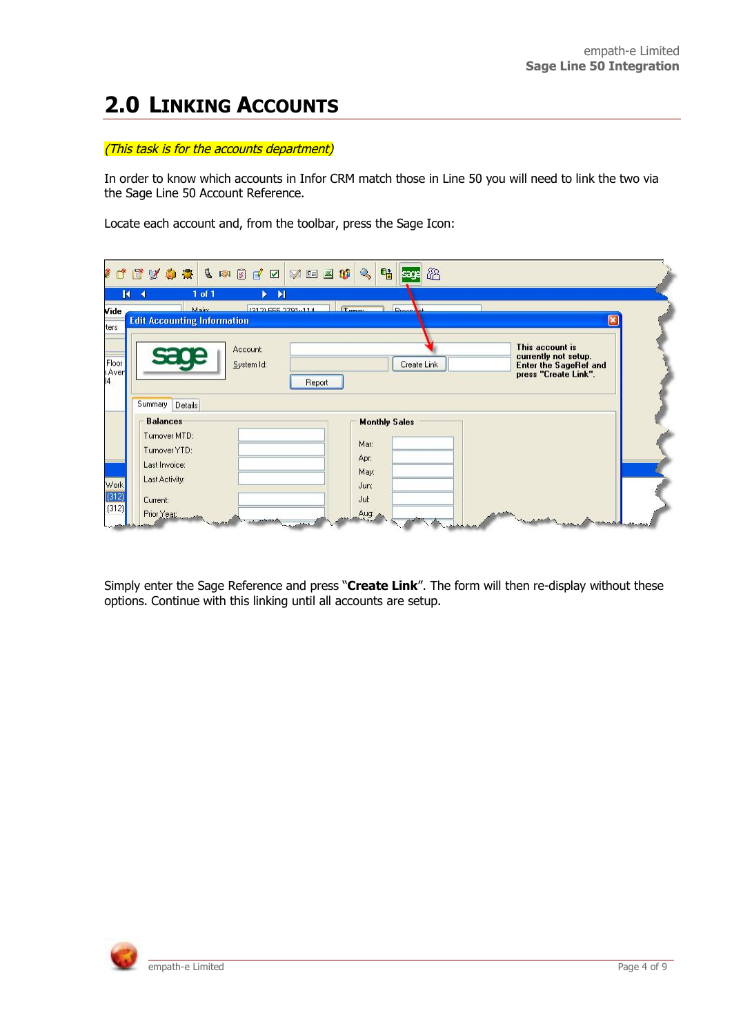## 2.0 Linking Accounts

*(This task is for the accounts department)*

In order to know which accounts in Infor CRM match those in Line 50 you will need to link the two via the Sage Line 50 Account Reference.

Locate each account and, from the toolbar, press the Sage Icon:

Simply enter the Sage Reference and press "**Create Link**". The form will then re-display without these options. Continue with this linking until all accounts are setup.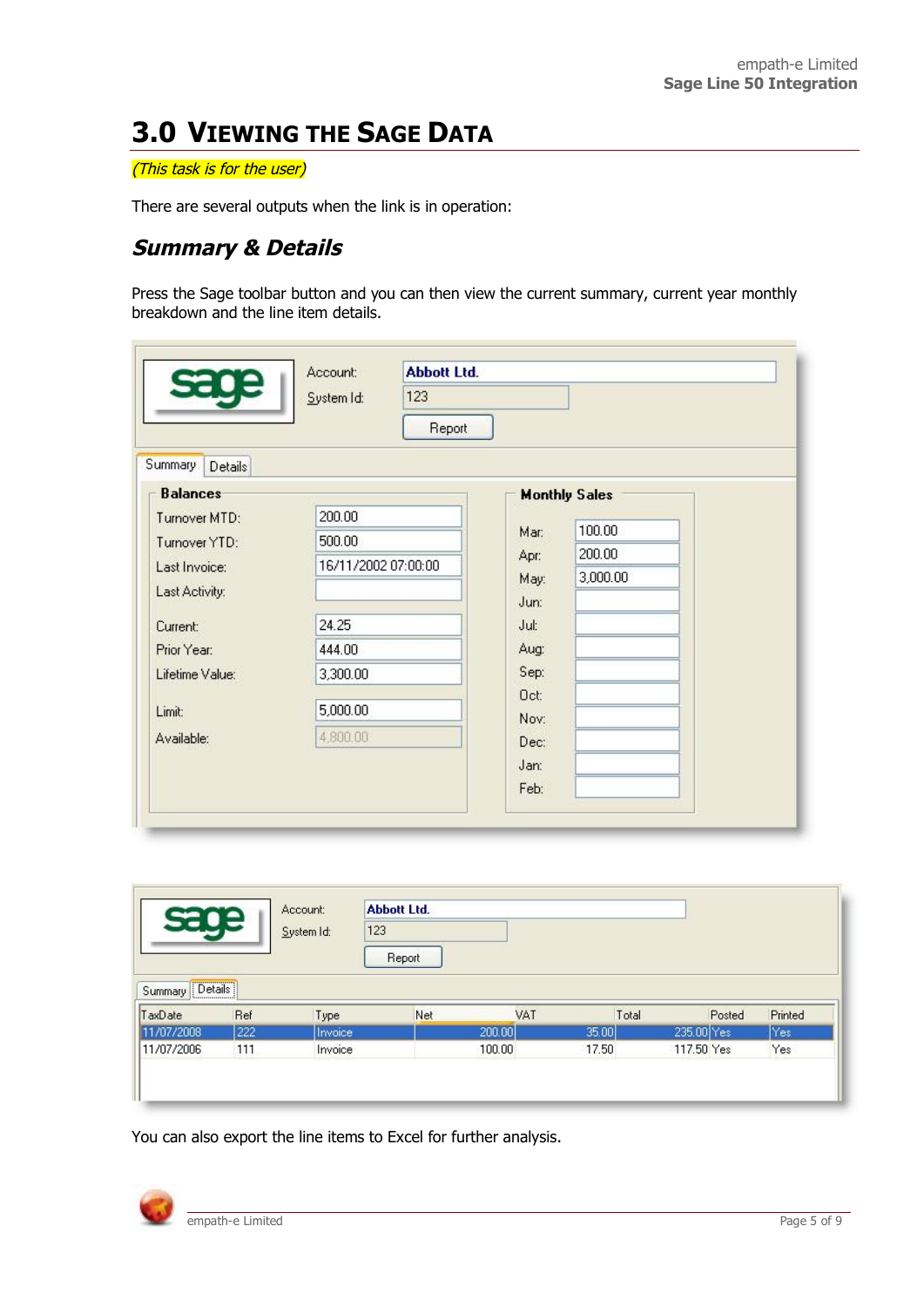# 3.0 Viewing the Sage Data

*(This task is for the user)*

There are several outputs when the link is in operation:

## *Summary & Details*

Press the Sage toolbar button and you can then view the current summary, current year monthly breakdown and the line item details.

Account: Abbott Ltd.
System Id: 123
Report

Summary | Details

**Balances**

| | |
|---|---|
| Turnover MTD: | 200.00 |
| Turnover YTD: | 500.00 |
| Last Invoice: | 16/11/2002 07:00:00 |
| Last Activity: | |
| Current: | 24.25 |
| Prior Year: | 444.00 |
| Lifetime Value: | 3,300.00 |
| Limit: | 5,000.00 |
| Available: | 4,800.00 |

**Monthly Sales**

| | |
|---|---|
| Mar: | 100.00 |
| Apr: | 200.00 |
| May: | 3,000.00 |
| Jun: | |
| Jul: | |
| Aug: | |
| Sep: | |
| Oct: | |
| Nov: | |
| Dec: | |
| Jan: | |
| Feb: | |

Account: Abbott Ltd.
System Id: 123
Report

Summary | Details

| TaxDate | Ref | Type | Net | VAT | Total | Posted | Printed |
|---|---|---|---|---|---|---|---|
| 11/07/2008 | 222 | Invoice | 200.00 | 35.00 | 235.00 | Yes | Yes |
| 11/07/2006 | 111 | Invoice | 100.00 | 17.50 | 117.50 | Yes | Yes |

You can also export the line items to Excel for further analysis.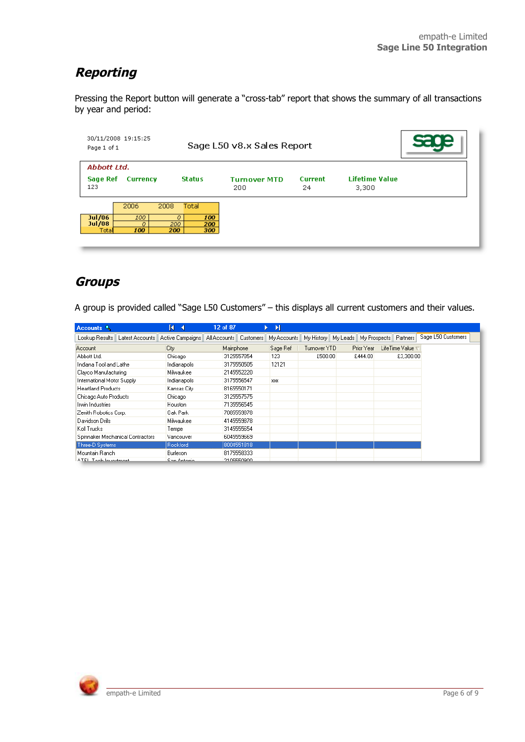## Reporting

Pressing the Report button will generate a "cross-tab" report that shows the summary of all transactions by year and period:

30/11/2008 19:15:25
Page 1 of 1

Sage L50 v8.x Sales Report

**Abbott Ltd.**

| Sage Ref | Currency | Status | Turnover MTD | Current | Lifetime Value |
|---|---|---|---|---|---|
| 123 | | | 200 | 24 | 3,300 |

| | 2006 | 2008 | Total |
|---|---|---|---|
| Jul/06 | 100 | 0 | 100 |
| Jul/08 | 0 | 200 | 200 |
| Total | 100 | 200 | 300 |

## Groups

A group is provided called "Sage L50 Customers" – this displays all current customers and their values.

Accounts — 12 of 87

Lookup Results | Latest Accounts | Active Campaigns | All Accounts | Customers | My Accounts | My History | My Leads | My Prospects | Partners | Sage L50 Customers

| Account | City | Mainphone | Sage Ref | Turnover YTD | Prior Year | LifeTime Value |
|---|---|---|---|---|---|---|
| Abbott Ltd. | Chicago | 3125557954 | 123 | £500.00 | £444.00 | £3,300.00 |
| Indiana Tool and Lathe | Indianapolis | 3175550505 | 12121 | | | |
| Clayco Manufacturing | Milwaukee | 2145552220 | | | | |
| International Motor Supply | Indianapolis | 3175556547 | xxx | | | |
| Heartland Products | Kansas City | 8165550171 | | | | |
| Chicago Auto Products | Chicago | 3125557575 | | | | |
| Irwin Industries | Houston | 7135556545 | | | | |
| Zenith Robotics Corp. | Oak Park | 7085559878 | | | | |
| Davidson Drils | Milwaukee | 4145559878 | | | | |
| Koll Trucks | Tempe | 3145555654 | | | | |
| Spinnaker Mechanical Contractors | Vancouver | 6045559569 | | | | |
| Three-D Systems | Rockford | 8004551918 | | | | |
| Mountain Ranch | Burleson | 8175558333 | | | | |
| ATEL Tech Investment | San Antonio | 2105550900 | | | | |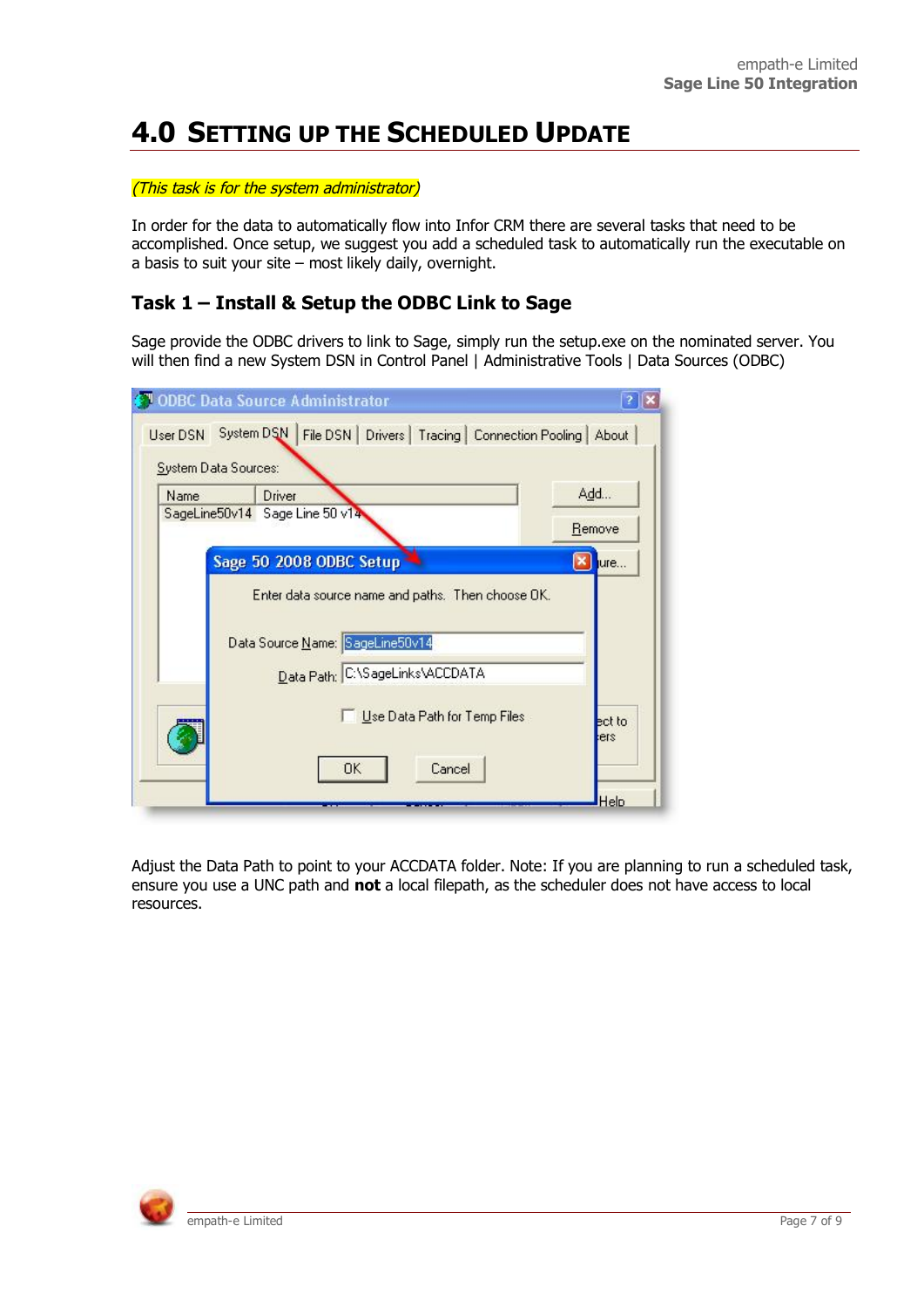# 4.0 Setting up the Scheduled Update

*(This task is for the system administrator)*

In order for the data to automatically flow into Infor CRM there are several tasks that need to be accomplished. Once setup, we suggest you add a scheduled task to automatically run the executable on a basis to suit your site – most likely daily, overnight.

## Task 1 – Install & Setup the ODBC Link to Sage

Sage provide the ODBC drivers to link to Sage, simply run the setup.exe on the nominated server. You will then find a new System DSN in Control Panel | Administrative Tools | Data Sources (ODBC)

Adjust the Data Path to point to your ACCDATA folder. Note: If you are planning to run a scheduled task, ensure you use a UNC path and **not** a local filepath, as the scheduler does not have access to local resources.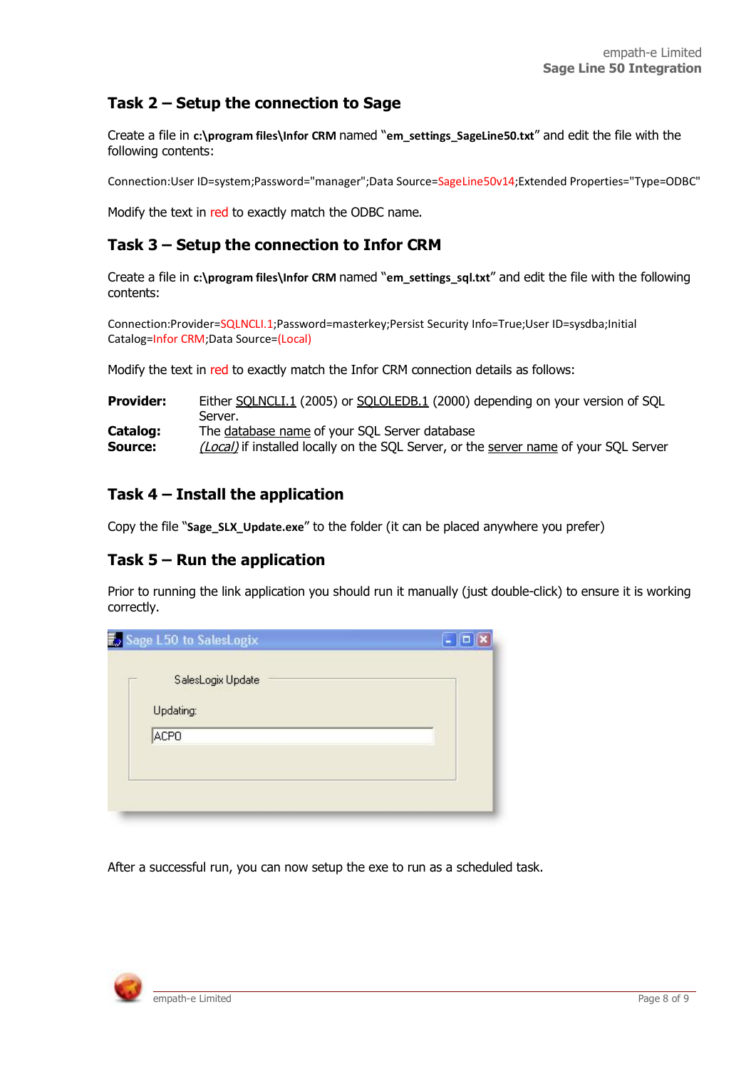## Task 2 – Setup the connection to Sage

Create a file in **c:\program files\Infor CRM** named "**em_settings_SageLine50.txt**" and edit the file with the following contents:

```
Connection:User ID=system;Password="manager";Data Source=SageLine50v14;Extended Properties="Type=ODBC"
```

Modify the text in red to exactly match the ODBC name.

## Task 3 – Setup the connection to Infor CRM

Create a file in **c:\program files\Infor CRM** named "**em_settings_sql.txt**" and edit the file with the following contents:

```
Connection:Provider=SQLNCLI.1;Password=masterkey;Persist Security Info=True;User ID=sysdba;Initial Catalog=Infor CRM;Data Source=(Local)
```

Modify the text in red to exactly match the Infor CRM connection details as follows:

**Provider:** Either SQLNCLI.1 (2005) or SQLOLEDB.1 (2000) depending on your version of SQL Server.
**Catalog:** The database name of your SQL Server database
**Source:** *(Local)* if installed locally on the SQL Server, or the server name of your SQL Server

## Task 4 – Install the application

Copy the file "**Sage_SLX_Update.exe**" to the folder (it can be placed anywhere you prefer)

## Task 5 – Run the application

Prior to running the link application you should run it manually (just double-click) to ensure it is working correctly.

Sage L50 to SalesLogix

SalesLogix Update

Updating:

ACPO

After a successful run, you can now setup the exe to run as a scheduled task.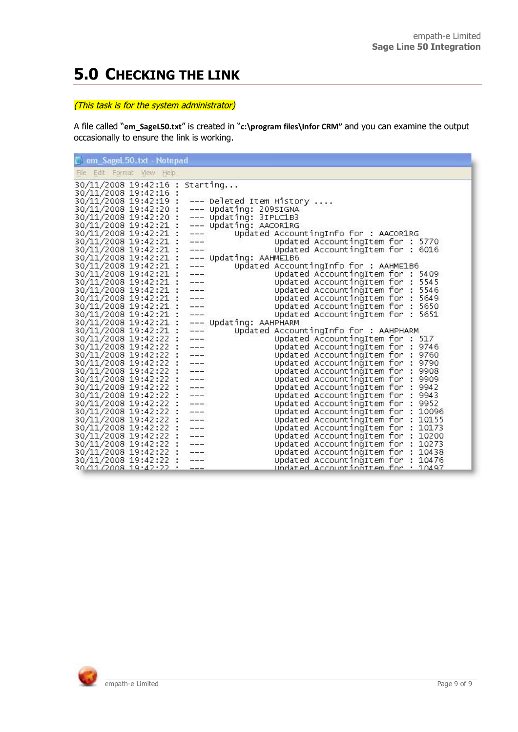# 5.0 CHECKING THE LINK

*(This task is for the system administrator)*

A file called "**em_SageL50.txt**" is created in "**c:\program files\Infor CRM**" and you can examine the output occasionally to ensure the link is working.

```
em_SageL50.txt - Notepad
File  Edit  Format  View  Help
30/11/2008 19:42:16 : Starting...
30/11/2008 19:42:16 :
30/11/2008 19:42:19 :  --- Deleted Item History ....
30/11/2008 19:42:20 :  --- Updating: 209SIGNA
30/11/2008 19:42:20 :  --- Updating: 3IPLC1B3
30/11/2008 19:42:21 :  --- Updating: AACOR1RG
30/11/2008 19:42:21 :  ---       Updated AccountingInfo for : AACOR1RG
30/11/2008 19:42:21 :  ---               Updated AccountingItem for : 5770
30/11/2008 19:42:21 :  ---               Updated AccountingItem for : 6016
30/11/2008 19:42:21 :  --- Updating: AAHME1B6
30/11/2008 19:42:21 :  ---       Updated AccountingInfo for : AAHME1B6
30/11/2008 19:42:21 :  ---               Updated AccountingItem for : 5409
30/11/2008 19:42:21 :  ---               Updated AccountingItem for : 5545
30/11/2008 19:42:21 :  ---               Updated AccountingItem for : 5546
30/11/2008 19:42:21 :  ---               Updated AccountingItem for : 5649
30/11/2008 19:42:21 :  ---               Updated AccountingItem for : 5650
30/11/2008 19:42:21 :  ---               Updated AccountingItem for : 5651
30/11/2008 19:42:21 :  --- Updating: AAHPHARM
30/11/2008 19:42:21 :  ---       Updated AccountingInfo for : AAHPHARM
30/11/2008 19:42:22 :  ---               Updated AccountingItem for : 517
30/11/2008 19:42:22 :  ---               Updated AccountingItem for : 9746
30/11/2008 19:42:22 :  ---               Updated AccountingItem for : 9760
30/11/2008 19:42:22 :  ---               Updated AccountingItem for : 9790
30/11/2008 19:42:22 :  ---               Updated AccountingItem for : 9908
30/11/2008 19:42:22 :  ---               Updated AccountingItem for : 9909
30/11/2008 19:42:22 :  ---               Updated AccountingItem for : 9942
30/11/2008 19:42:22 :  ---               Updated AccountingItem for : 9943
30/11/2008 19:42:22 :  ---               Updated AccountingItem for : 9952
30/11/2008 19:42:22 :  ---               Updated AccountingItem for : 10096
30/11/2008 19:42:22 :  ---               Updated AccountingItem for : 10155
30/11/2008 19:42:22 :  ---               Updated AccountingItem for : 10173
30/11/2008 19:42:22 :  ---               Updated AccountingItem for : 10200
30/11/2008 19:42:22 :  ---               Updated AccountingItem for : 10273
30/11/2008 19:42:22 :  ---               Updated AccountingItem for : 10438
30/11/2008 19:42:22 :  ---               Updated AccountingItem for : 10476
30/11/2008 19:42:22 :  ---               Updated AccountingItem for : 10497
```